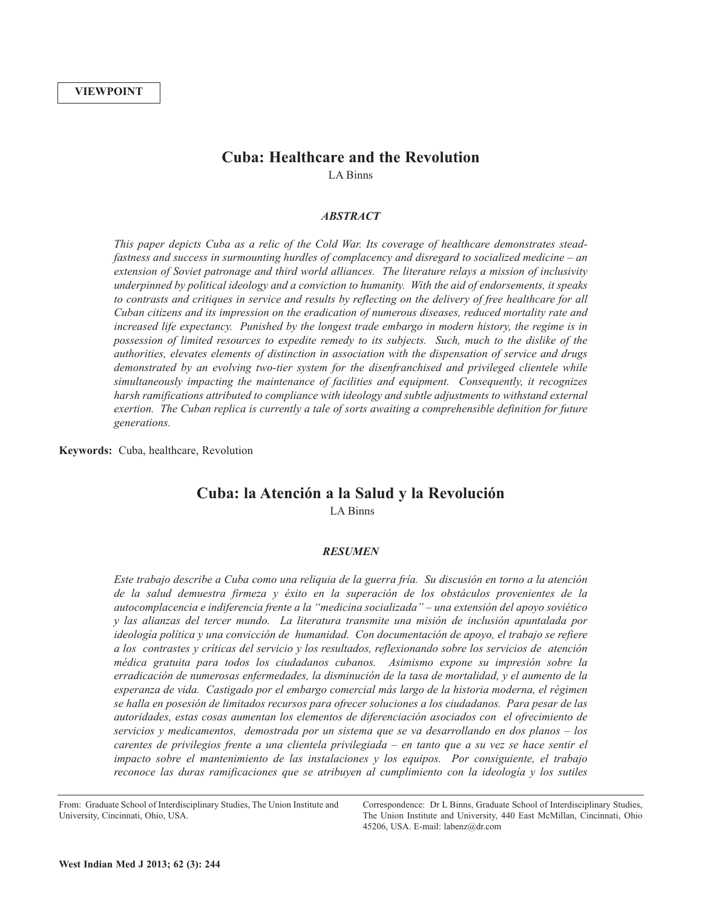VIEWPOINT

# Cuba: Healthcare and the Revolution

LA Binns

### *ABSTRACT*

*This paper depicts Cuba as a relic of the Cold War. Its coverage of healthcare demonstrates steadfastness and success in surmounting hurdles of complacency and disregard to socialized medicine – an extension of Soviet patronage and third world alliances. The literature relays a mission of inclusivity underpinned by political ideology and a conviction to humanity. With the aid of endorsements, it speaks to contrasts and critiques in service and results by reflecting on the delivery of free healthcare for all Cuban citizens and its impression on the eradication of numerous diseases, reduced mortality rate and increased life expectancy. Punished by the longest trade embargo in modern history, the regime is in possession of limited resources to expedite remedy to its subjects. Such, much to the dislike of the authorities, elevates elements of distinction in association with the dispensation of service and drugs demonstrated by an evolving two-tier system for the disenfranchised and privileged clientele while simultaneously impacting the maintenance of facilities and equipment. Consequently, it recognizes harsh ramifications attributed to compliance with ideology and subtle adjustments to withstand external exertion. The Cuban replica is currently a tale of sorts awaiting a comprehensible definition for future generations.*

**Keywords:** Cuba, healthcare, Revolution

# Cuba: la Atención a la Salud y la Revolución

LA Binns

### *RESUMEN*

*Este trabajo describe a Cuba como una reliquia de la guerra fría. Su discusión en torno a la atención de la salud demuestra firmeza y éxito en la superación de los obstáculos provenientes de la autocomplacencia e indiferencia frente a la "medicina socializada" – una extensión del apoyo soviético y las alianzas del tercer mundo. La literatura transmite una misión de inclusión apuntalada por ideología política y una convicción de humanidad. Con documentación de apoyo, el trabajo se refiere a los contrastes y críticas del servicio y los resultados, reflexionando sobre los servicios de atención médica gratuita para todos los ciudadanos cubanos. Asimismo expone su impresión sobre la erradicación de numerosas enfermedades, la disminución de la tasa de mortalidad, y el aumento de la esperanza de vida. Castigado por el embargo comercial más largo de la historia moderna, el régimen se halla en posesión de limitados recursos para ofrecer soluciones a los ciudadanos. Para pesar de las autoridades, estas cosas aumentan los elementos de diferenciación asociados con el ofrecimiento de servicios y medicamentos, demostrada por un sistema que se va desarrollando en dos planos – los carentes de privilegios frente a una clientela privilegiada – en tanto que a su vez se hace sentir el impacto sobre el mantenimiento de las instalaciones y los equipos. Por consiguiente, el trabajo reconoce las duras ramificaciones que se atribuyen al cumplimiento con la ideología y los sutiles*

From: Graduate School of Interdisciplinary Studies, The Union Institute and University, Cincinnati, Ohio, USA.

Correspondence: Dr L Binns, Graduate School of Interdisciplinary Studies, The Union Institute and University, 440 East McMillan, Cincinnati, Ohio 45206, USA. E-mail: labenz@dr.com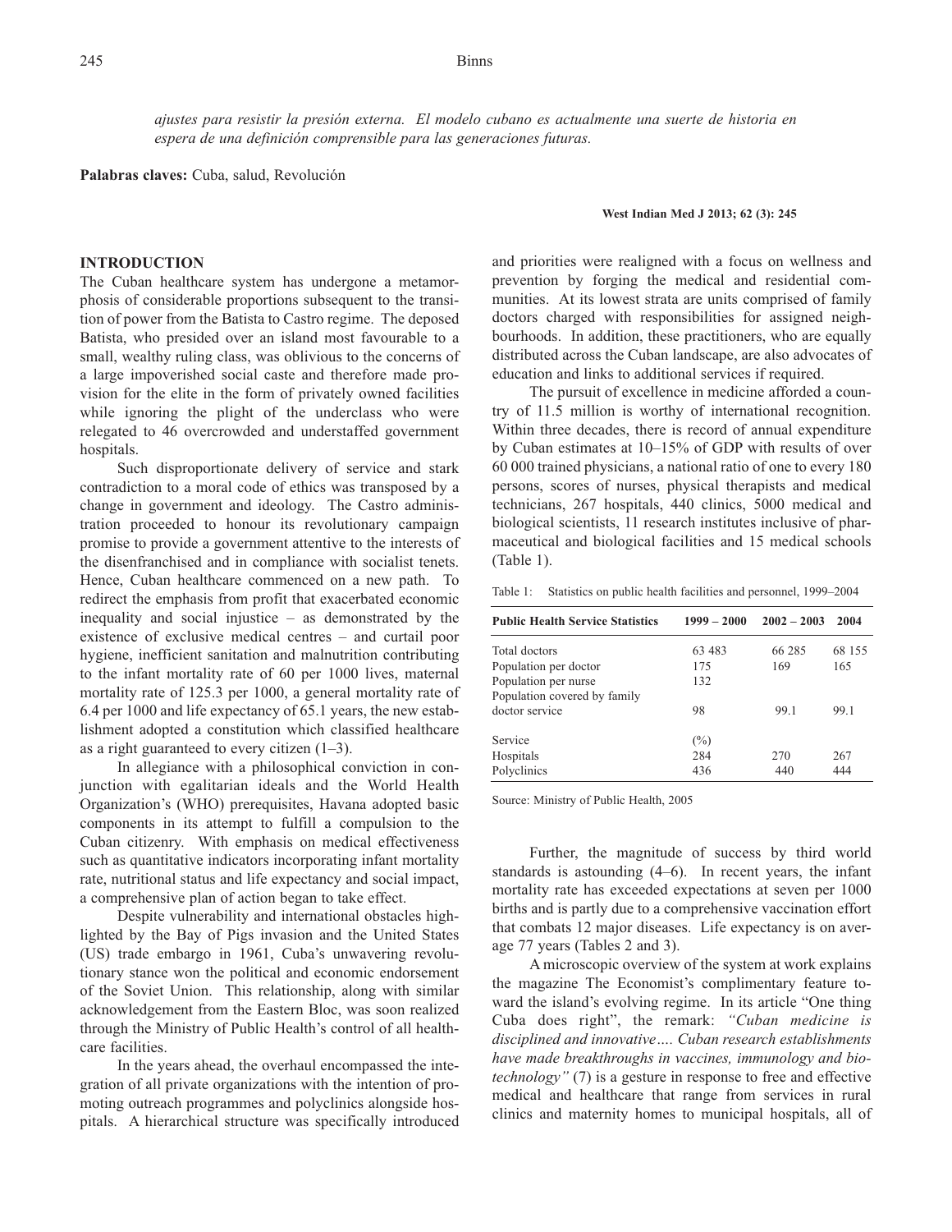*ajustes para resistir la presión externa. El modelo cubano es actualmente una suerte de historia en espera de una definición comprensible para las generaciones futuras.*

**Palabras claves:** Cuba, salud, Revolución

## INTRODUCTION

The Cuban healthcare system has undergone a metamorphosis of considerable proportions subsequent to the transition of power from the Batista to Castro regime. The deposed Batista, who presided over an island most favourable to a small, wealthy ruling class, was oblivious to the concerns of a large impoverished social caste and therefore made provision for the elite in the form of privately owned facilities while ignoring the plight of the underclass who were relegated to 46 overcrowded and understaffed government hospitals.

Such disproportionate delivery of service and stark contradiction to a moral code of ethics was transposed by a change in government and ideology. The Castro administration proceeded to honour its revolutionary campaign promise to provide a government attentive to the interests of the disenfranchised and in compliance with socialist tenets. Hence, Cuban healthcare commenced on a new path. To redirect the emphasis from profit that exacerbated economic inequality and social injustice – as demonstrated by the existence of exclusive medical centres – and curtail poor hygiene, inefficient sanitation and malnutrition contributing to the infant mortality rate of 60 per 1000 lives, maternal mortality rate of 125.3 per 1000, a general mortality rate of 6.4 per 1000 and life expectancy of 65.1 years, the new establishment adopted a constitution which classified healthcare as a right guaranteed to every citizen (1–3).

In allegiance with a philosophical conviction in conjunction with egalitarian ideals and the World Health Organization's (WHO) prerequisites, Havana adopted basic components in its attempt to fulfill a compulsion to the Cuban citizenry. With emphasis on medical effectiveness such as quantitative indicators incorporating infant mortality rate, nutritional status and life expectancy and social impact, a comprehensive plan of action began to take effect.

Despite vulnerability and international obstacles highlighted by the Bay of Pigs invasion and the United States (US) trade embargo in 1961, Cuba's unwavering revolutionary stance won the political and economic endorsement of the Soviet Union. This relationship, along with similar acknowledgement from the Eastern Bloc, was soon realized through the Ministry of Public Health's control of all healthcare facilities.

In the years ahead, the overhaul encompassed the integration of all private organizations with the intention of promoting outreach programmes and polyclinics alongside hospitals. A hierarchical structure was specifically introduced and priorities were realigned with a focus on wellness and prevention by forging the medical and residential communities. At its lowest strata are units comprised of family doctors charged with responsibilities for assigned neighbourhoods. In addition, these practitioners, who are equally distributed across the Cuban landscape, are also advocates of education and links to additional services if required.

The pursuit of excellence in medicine afforded a country of 11.5 million is worthy of international recognition. Within three decades, there is record of annual expenditure by Cuban estimates at 10–15% of GDP with results of over 60 000 trained physicians, a national ratio of one to every 180 persons, scores of nurses, physical therapists and medical technicians, 267 hospitals, 440 clinics, 5000 medical and biological scientists, 11 research institutes inclusive of pharmaceutical and biological facilities and 15 medical schools (Table 1).

Table 1: Statistics on public health facilities and personnel, 1999–2004

| Public Health Service Statistics | 1999 – 2000 | 2002 – 2003 | 2004 |
|---|---|---|---|
| Total doctors | 63 483 | 66 285 | 68 155 |
| Population per doctor | 175 | 169 | 165 |
| Population per nurse | 132 | | |
| Population covered by family doctor service | 98 | 99.1 | 99.1 |
| Service | (%) | | |
| Hospitals | 284 | 270 | 267 |
| Polyclinics | 436 | 440 | 444 |

Source: Ministry of Public Health, 2005

Further, the magnitude of success by third world standards is astounding (4–6). In recent years, the infant mortality rate has exceeded expectations at seven per 1000 births and is partly due to a comprehensive vaccination effort that combats 12 major diseases. Life expectancy is on average 77 years (Tables 2 and 3).

A microscopic overview of the system at work explains the magazine The Economist's complimentary feature toward the island's evolving regime. In its article "One thing Cuba does right", the remark: *"Cuban medicine is disciplined and innovative…. Cuban research establishments have made breakthroughs in vaccines, immunology and biotechnology"* (7) is a gesture in response to free and effective medical and healthcare that range from services in rural clinics and maternity homes to municipal hospitals, all of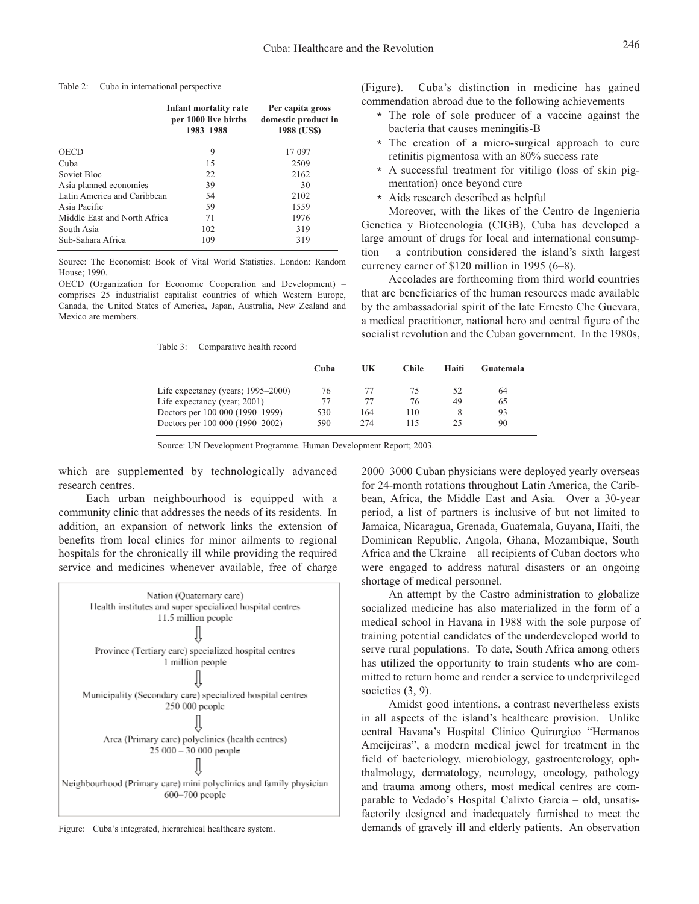Table 2: Cuba in international perspective

| | Infant mortality rate per 1000 live births 1983–1988 | Per capita gross domestic product in 1988 (US$) |
|---|---|---|
| OECD | 9 | 17 097 |
| Cuba | 15 | 2509 |
| Soviet Bloc | 22 | 2162 |
| Asia planned economies | 39 | 30 |
| Latin America and Caribbean | 54 | 2102 |
| Asia Pacific | 59 | 1559 |
| Middle East and North Africa | 71 | 1976 |
| South Asia | 102 | 319 |
| Sub-Sahara Africa | 109 | 319 |

Source: The Economist: Book of Vital World Statistics. London: Random House; 1990.

OECD (Organization for Economic Cooperation and Development) – comprises 25 industrialist capitalist countries of which Western Europe, Canada, the United States of America, Japan, Australia, New Zealand and Mexico are members.

Table 3: Comparative health record

| | Cuba | UK | Chile | Haiti | Guatemala |
|---|---|---|---|---|---|
| Life expectancy (years; 1995–2000) | 76 | 77 | 75 | 52 | 64 |
| Life expectancy (year; 2001) | 77 | 77 | 76 | 49 | 65 |
| Doctors per 100 000 (1990–1999) | 530 | 164 | 110 | 8 | 93 |
| Doctors per 100 000 (1990–2002) | 590 | 274 | 115 | 25 | 90 |

Source: UN Development Programme. Human Development Report; 2003.

which are supplemented by technologically advanced research centres.

Each urban neighbourhood is equipped with a community clinic that addresses the needs of its residents. In addition, an expansion of network links the extension of benefits from local clinics for minor ailments to regional hospitals for the chronically ill while providing the required service and medicines whenever available, free of charge (Figure). Cuba's distinction in medicine has gained commendation abroad due to the following achievements

* The role of sole producer of a vaccine against the bacteria that causes meningitis-B
* The creation of a micro-surgical approach to cure retinitis pigmentosa with an 80% success rate
* A successful treatment for vitiligo (loss of skin pigmentation) once beyond cure
* Aids research described as helpful

Moreover, with the likes of the Centro de Ingenieria Genetica y Biotecnologia (CIGB), Cuba has developed a large amount of drugs for local and international consumption – a contribution considered the island's sixth largest currency earner of $120 million in 1995 (6–8).

Accolades are forthcoming from third world countries that are beneficiaries of the human resources made available by the ambassadorial spirit of the late Ernesto Che Guevara, a medical practitioner, national hero and central figure of the socialist revolution and the Cuban government. In the 1980s, 2000–3000 Cuban physicians were deployed yearly overseas for 24-month rotations throughout Latin America, the Caribbean, Africa, the Middle East and Asia. Over a 30-year period, a list of partners is inclusive of but not limited to Jamaica, Nicaragua, Grenada, Guatemala, Guyana, Haiti, the Dominican Republic, Angola, Ghana, Mozambique, South Africa and the Ukraine – all recipients of Cuban doctors who were engaged to address natural disasters or an ongoing shortage of medical personnel.

An attempt by the Castro administration to globalize socialized medicine has also materialized in the form of a medical school in Havana in 1988 with the sole purpose of training potential candidates of the underdeveloped world to serve rural populations. To date, South Africa among others has utilized the opportunity to train students who are committed to return home and render a service to underprivileged societies (3, 9).

Amidst good intentions, a contrast nevertheless exists in all aspects of the island's healthcare provision. Unlike central Havana's Hospital Clinico Quirurgico "Hermanos Ameijeiras", a modern medical jewel for treatment in the field of bacteriology, microbiology, gastroenterology, ophthalmology, dermatology, neurology, oncology, pathology and trauma among others, most medical centres are comparable to Vedado's Hospital Calixto Garcia – old, unsatisfactorily designed and inadequately furnished to meet the demands of gravely ill and elderly patients. An observation

Nation (Quaternary care)
Health institutes and super specialized hospital centres
11.5 million people

⇓

Province (Tertiary care) specialized hospital centres
1 million people

⇓

Municipality (Secondary care) specialized hospital centres
250 000 people

⇓

Area (Primary care) polyclinics (health centres)
25 000 – 30 000 people

⇓

Neighbourhood (Primary care) mini polyclinics and family physician
600–700 people

Figure: Cuba's integrated, hierarchical healthcare system.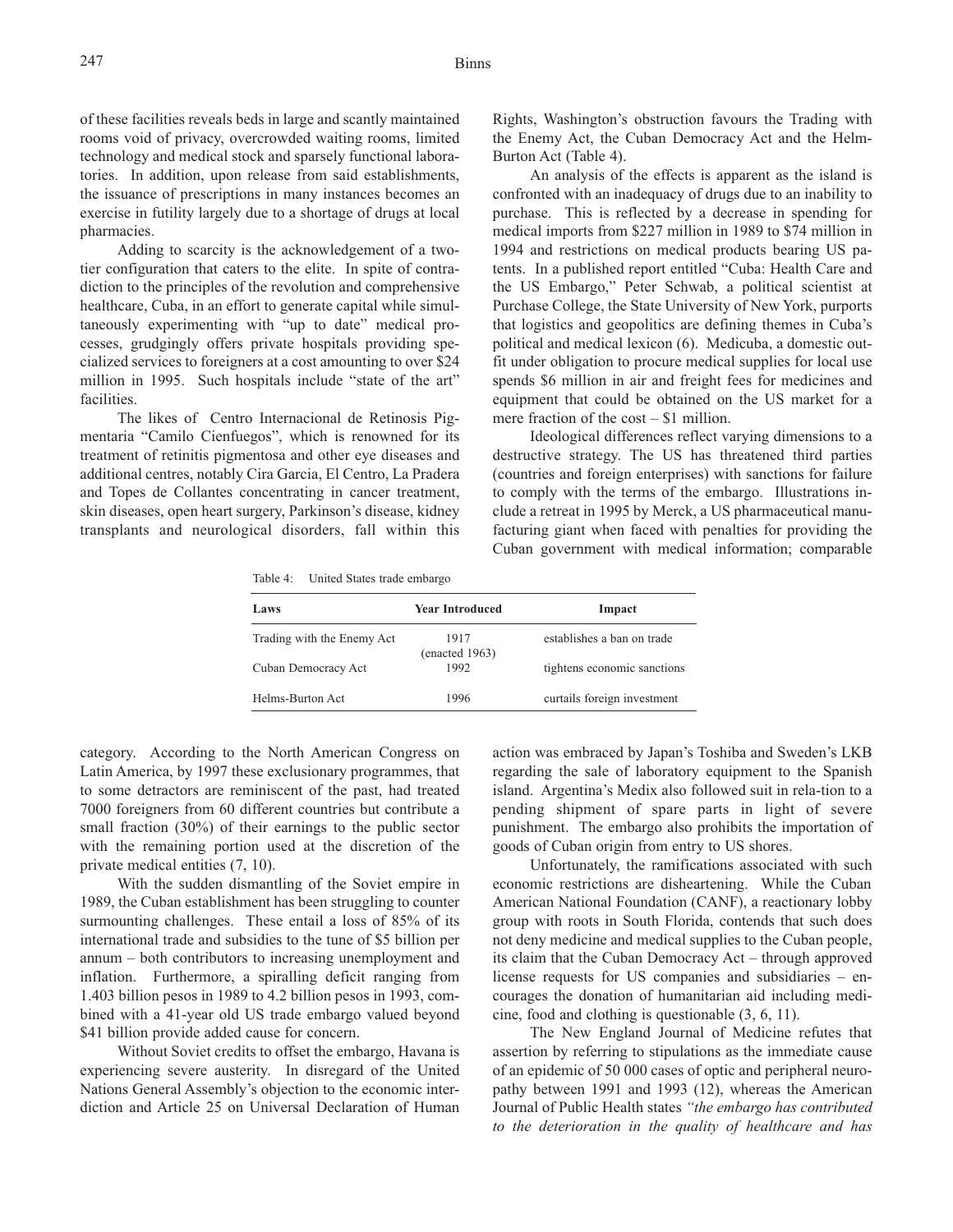of these facilities reveals beds in large and scantly maintained rooms void of privacy, overcrowded waiting rooms, limited technology and medical stock and sparsely functional laboratories. In addition, upon release from said establishments, the issuance of prescriptions in many instances becomes an exercise in futility largely due to a shortage of drugs at local pharmacies.

Adding to scarcity is the acknowledgement of a two-tier configuration that caters to the elite. In spite of contradiction to the principles of the revolution and comprehensive healthcare, Cuba, in an effort to generate capital while simultaneously experimenting with "up to date" medical processes, grudgingly offers private hospitals providing specialized services to foreigners at a cost amounting to over $24 million in 1995. Such hospitals include "state of the art" facilities.

The likes of Centro Internacional de Retinosis Pigmentaria "Camilo Cienfuegos", which is renowned for its treatment of retinitis pigmentosa and other eye diseases and additional centres, notably Cira Garcia, El Centro, La Pradera and Topes de Collantes concentrating in cancer treatment, skin diseases, open heart surgery, Parkinson's disease, kidney transplants and neurological disorders, fall within this category. According to the North American Congress on Latin America, by 1997 these exclusionary programmes, that to some detractors are reminiscent of the past, had treated 7000 foreigners from 60 different countries but contribute a small fraction (30%) of their earnings to the public sector with the remaining portion used at the discretion of the private medical entities (7, 10).

With the sudden dismantling of the Soviet empire in 1989, the Cuban establishment has been struggling to counter surmounting challenges. These entail a loss of 85% of its international trade and subsidies to the tune of $5 billion per annum – both contributors to increasing unemployment and inflation. Furthermore, a spiralling deficit ranging from 1.403 billion pesos in 1989 to 4.2 billion pesos in 1993, combined with a 41-year old US trade embargo valued beyond $41 billion provide added cause for concern.

Without Soviet credits to offset the embargo, Havana is experiencing severe austerity. In disregard of the United Nations General Assembly's objection to the economic interdiction and Article 25 on Universal Declaration of Human Rights, Washington's obstruction favours the Trading with the Enemy Act, the Cuban Democracy Act and the Helm-Burton Act (Table 4).

An analysis of the effects is apparent as the island is confronted with an inadequacy of drugs due to an inability to purchase. This is reflected by a decrease in spending for medical imports from $227 million in 1989 to $74 million in 1994 and restrictions on medical products bearing US patents. In a published report entitled "Cuba: Health Care and the US Embargo," Peter Schwab, a political scientist at Purchase College, the State University of New York, purports that logistics and geopolitics are defining themes in Cuba's political and medical lexicon (6). Medicuba, a domestic outfit under obligation to procure medical supplies for local use spends $6 million in air and freight fees for medicines and equipment that could be obtained on the US market for a mere fraction of the cost – $1 million.

Ideological differences reflect varying dimensions to a destructive strategy. The US has threatened third parties (countries and foreign enterprises) with sanctions for failure to comply with the terms of the embargo. Illustrations include a retreat in 1995 by Merck, a US pharmaceutical manufacturing giant when faced with penalties for providing the Cuban government with medical information; comparable action was embraced by Japan's Toshiba and Sweden's LKB regarding the sale of laboratory equipment to the Spanish island. Argentina's Medix also followed suit in rela-tion to a pending shipment of spare parts in light of severe punishment. The embargo also prohibits the importation of goods of Cuban origin from entry to US shores.

Table 4: United States trade embargo

| Laws | Year Introduced | Impact |
|---|---|---|
| Trading with the Enemy Act | 1917 (enacted 1963) | establishes a ban on trade |
| Cuban Democracy Act | 1992 | tightens economic sanctions |
| Helms-Burton Act | 1996 | curtails foreign investment |

Unfortunately, the ramifications associated with such economic restrictions are disheartening. While the Cuban American National Foundation (CANF), a reactionary lobby group with roots in South Florida, contends that such does not deny medicine and medical supplies to the Cuban people, its claim that the Cuban Democracy Act – through approved license requests for US companies and subsidiaries – encourages the donation of humanitarian aid including medicine, food and clothing is questionable (3, 6, 11).

The New England Journal of Medicine refutes that assertion by referring to stipulations as the immediate cause of an epidemic of 50 000 cases of optic and peripheral neuropathy between 1991 and 1993 (12), whereas the American Journal of Public Health states *"the embargo has contributed to the deterioration in the quality of healthcare and has*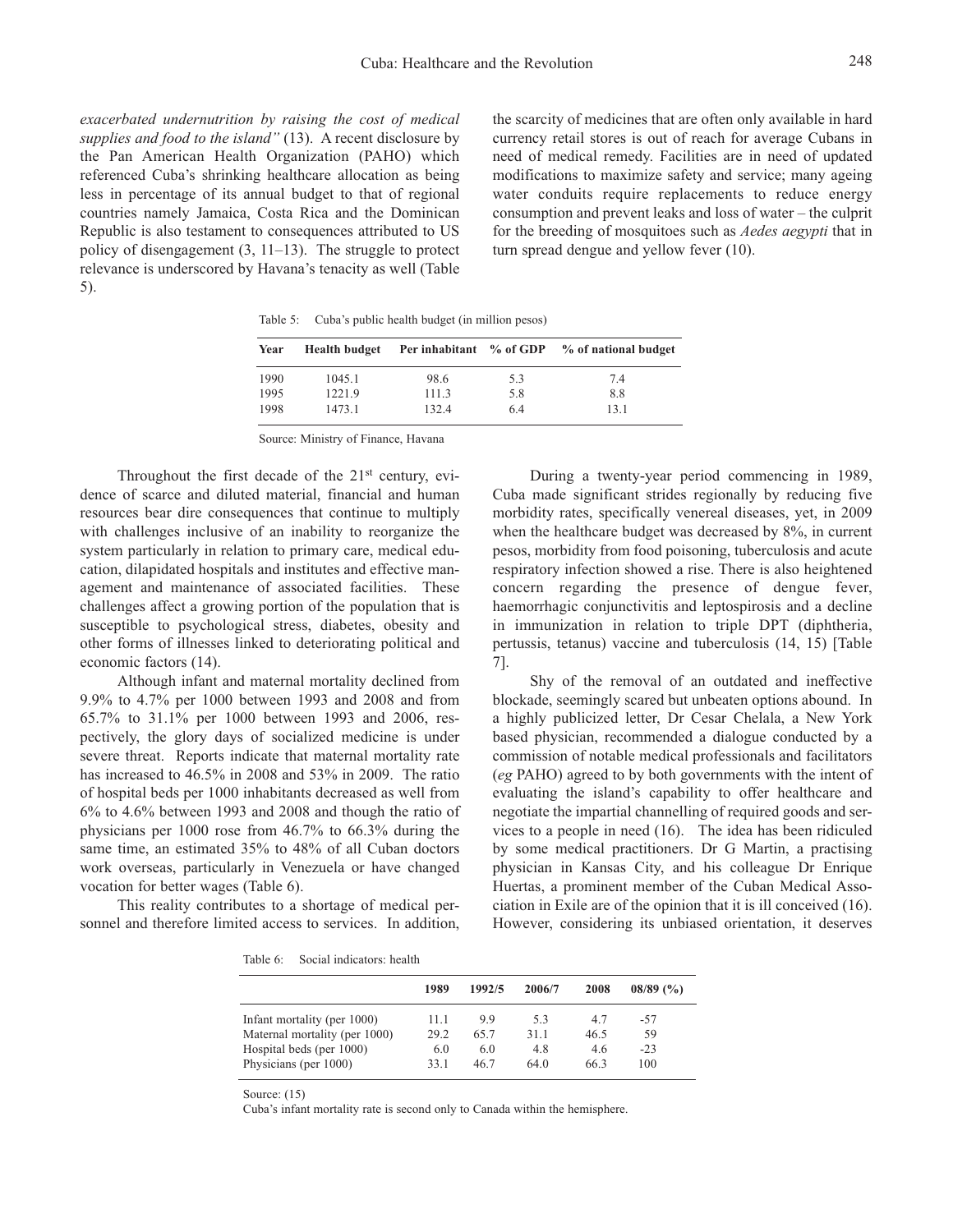*exacerbated undernutrition by raising the cost of medical supplies and food to the island"* (13). A recent disclosure by the Pan American Health Organization (PAHO) which referenced Cuba's shrinking healthcare allocation as being less in percentage of its annual budget to that of regional countries namely Jamaica, Costa Rica and the Dominican Republic is also testament to consequences attributed to US policy of disengagement (3, 11–13). The struggle to protect relevance is underscored by Havana's tenacity as well (Table 5).

Table 5: Cuba's public health budget (in million pesos)

| Year | Health budget | Per inhabitant | % of GDP | % of national budget |
|---|---|---|---|---|
| 1990 | 1045.1 | 98.6 | 5.3 | 7.4 |
| 1995 | 1221.9 | 111.3 | 5.8 | 8.8 |
| 1998 | 1473.1 | 132.4 | 6.4 | 13.1 |

Source: Ministry of Finance, Havana

Throughout the first decade of the 21st century, evidence of scarce and diluted material, financial and human resources bear dire consequences that continue to multiply with challenges inclusive of an inability to reorganize the system particularly in relation to primary care, medical education, dilapidated hospitals and institutes and effective management and maintenance of associated facilities. These challenges affect a growing portion of the population that is susceptible to psychological stress, diabetes, obesity and other forms of illnesses linked to deteriorating political and economic factors (14).

Although infant and maternal mortality declined from 9.9% to 4.7% per 1000 between 1993 and 2008 and from 65.7% to 31.1% per 1000 between 1993 and 2006, respectively, the glory days of socialized medicine is under severe threat. Reports indicate that maternal mortality rate has increased to 46.5% in 2008 and 53% in 2009. The ratio of hospital beds per 1000 inhabitants decreased as well from 6% to 4.6% between 1993 and 2008 and though the ratio of physicians per 1000 rose from 46.7% to 66.3% during the same time, an estimated 35% to 48% of all Cuban doctors work overseas, particularly in Venezuela or have changed vocation for better wages (Table 6).

This reality contributes to a shortage of medical personnel and therefore limited access to services. In addition, the scarcity of medicines that are often only available in hard currency retail stores is out of reach for average Cubans in need of medical remedy. Facilities are in need of updated modifications to maximize safety and service; many ageing water conduits require replacements to reduce energy consumption and prevent leaks and loss of water – the culprit for the breeding of mosquitoes such as *Aedes aegypti* that in turn spread dengue and yellow fever (10).

During a twenty-year period commencing in 1989, Cuba made significant strides regionally by reducing five morbidity rates, specifically venereal diseases, yet, in 2009 when the healthcare budget was decreased by 8%, in current pesos, morbidity from food poisoning, tuberculosis and acute respiratory infection showed a rise. There is also heightened concern regarding the presence of dengue fever, haemorrhagic conjunctivitis and leptospirosis and a decline in immunization in relation to triple DPT (diphtheria, pertussis, tetanus) vaccine and tuberculosis (14, 15) [Table 7].

Shy of the removal of an outdated and ineffective blockade, seemingly scared but unbeaten options abound. In a highly publicized letter, Dr Cesar Chelala, a New York based physician, recommended a dialogue conducted by a commission of notable medical professionals and facilitators (*eg* PAHO) agreed to by both governments with the intent of evaluating the island's capability to offer healthcare and negotiate the impartial channelling of required goods and services to a people in need (16). The idea has been ridiculed by some medical practitioners. Dr G Martin, a practising physician in Kansas City, and his colleague Dr Enrique Huertas, a prominent member of the Cuban Medical Association in Exile are of the opinion that it is ill conceived (16). However, considering its unbiased orientation, it deserves

Table 6: Social indicators: health

| | 1989 | 1992/5 | 2006/7 | 2008 | 08/89 (%) |
|---|---|---|---|---|---|
| Infant mortality (per 1000) | 11.1 | 9.9 | 5.3 | 4.7 | -57 |
| Maternal mortality (per 1000) | 29.2 | 65.7 | 31.1 | 46.5 | 59 |
| Hospital beds (per 1000) | 6.0 | 6.0 | 4.8 | 4.6 | -23 |
| Physicians (per 1000) | 33.1 | 46.7 | 64.0 | 66.3 | 100 |

Source: (15)

Cuba's infant mortality rate is second only to Canada within the hemisphere.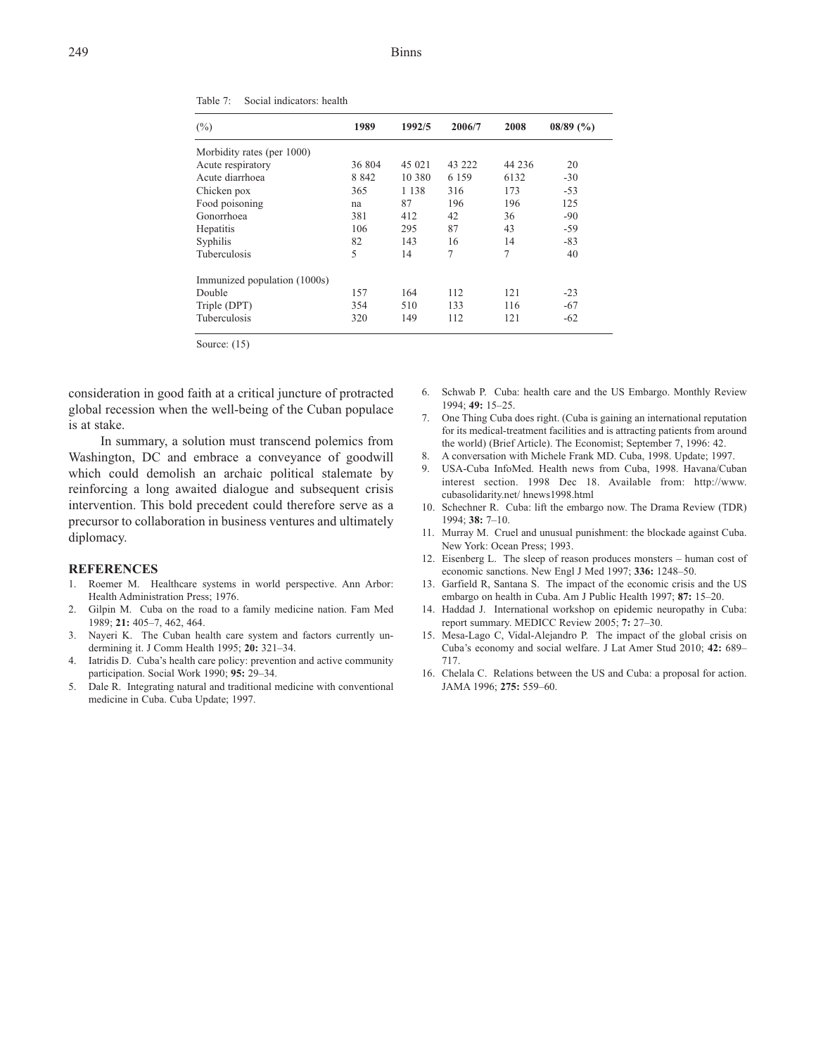Table 7: Social indicators: health

| (%) | 1989 | 1992/5 | 2006/7 | 2008 | 08/89 (%) |
|---|---|---|---|---|---|
| Morbidity rates (per 1000) | | | | | |
| Acute respiratory | 36 804 | 45 021 | 43 222 | 44 236 | 20 |
| Acute diarrhoea | 8 842 | 10 380 | 6 159 | 6132 | -30 |
| Chicken pox | 365 | 1 138 | 316 | 173 | -53 |
| Food poisoning | na | 87 | 196 | 196 | 125 |
| Gonorrhoea | 381 | 412 | 42 | 36 | -90 |
| Hepatitis | 106 | 295 | 87 | 43 | -59 |
| Syphilis | 82 | 143 | 16 | 14 | -83 |
| Tuberculosis | 5 | 14 | 7 | 7 | 40 |
| Immunized population (1000s) | | | | | |
| Double | 157 | 164 | 112 | 121 | -23 |
| Triple (DPT) | 354 | 510 | 133 | 116 | -67 |
| Tuberculosis | 320 | 149 | 112 | 121 | -62 |

Source: (15)

consideration in good faith at a critical juncture of protracted global recession when the well-being of the Cuban populace is at stake.

In summary, a solution must transcend polemics from Washington, DC and embrace a conveyance of goodwill which could demolish an archaic political stalemate by reinforcing a long awaited dialogue and subsequent crisis intervention. This bold precedent could therefore serve as a precursor to collaboration in business ventures and ultimately diplomacy.

## REFERENCES

1. Roemer M. Healthcare systems in world perspective. Ann Arbor: Health Administration Press; 1976.
2. Gilpin M. Cuba on the road to a family medicine nation. Fam Med 1989; **21:** 405–7, 462, 464.
3. Nayeri K. The Cuban health care system and factors currently undermining it. J Comm Health 1995; **20:** 321–34.
4. Iatridis D. Cuba's health care policy: prevention and active community participation. Social Work 1990; **95:** 29–34.
5. Dale R. Integrating natural and traditional medicine with conventional medicine in Cuba. Cuba Update; 1997.
6. Schwab P. Cuba: health care and the US Embargo. Monthly Review 1994; **49:** 15–25.
7. One Thing Cuba does right. (Cuba is gaining an international reputation for its medical-treatment facilities and is attracting patients from around the world) (Brief Article). The Economist; September 7, 1996: 42.
8. A conversation with Michele Frank MD. Cuba, 1998. Update; 1997.
9. USA-Cuba InfoMed. Health news from Cuba, 1998. Havana/Cuban interest section. 1998 Dec 18. Available from: http://www.cubasolidarity.net/ hnews1998.html
10. Schechner R. Cuba: lift the embargo now. The Drama Review (TDR) 1994; **38:** 7–10.
11. Murray M. Cruel and unusual punishment: the blockade against Cuba. New York: Ocean Press; 1993.
12. Eisenberg L. The sleep of reason produces monsters – human cost of economic sanctions. New Engl J Med 1997; **336:** 1248–50.
13. Garfield R, Santana S. The impact of the economic crisis and the US embargo on health in Cuba. Am J Public Health 1997; **87:** 15–20.
14. Haddad J. International workshop on epidemic neuropathy in Cuba: report summary. MEDICC Review 2005; **7:** 27–30.
15. Mesa-Lago C, Vidal-Alejandro P. The impact of the global crisis on Cuba's economy and social welfare. J Lat Amer Stud 2010; **42:** 689–717.
16. Chelala C. Relations between the US and Cuba: a proposal for action. JAMA 1996; **275:** 559–60.